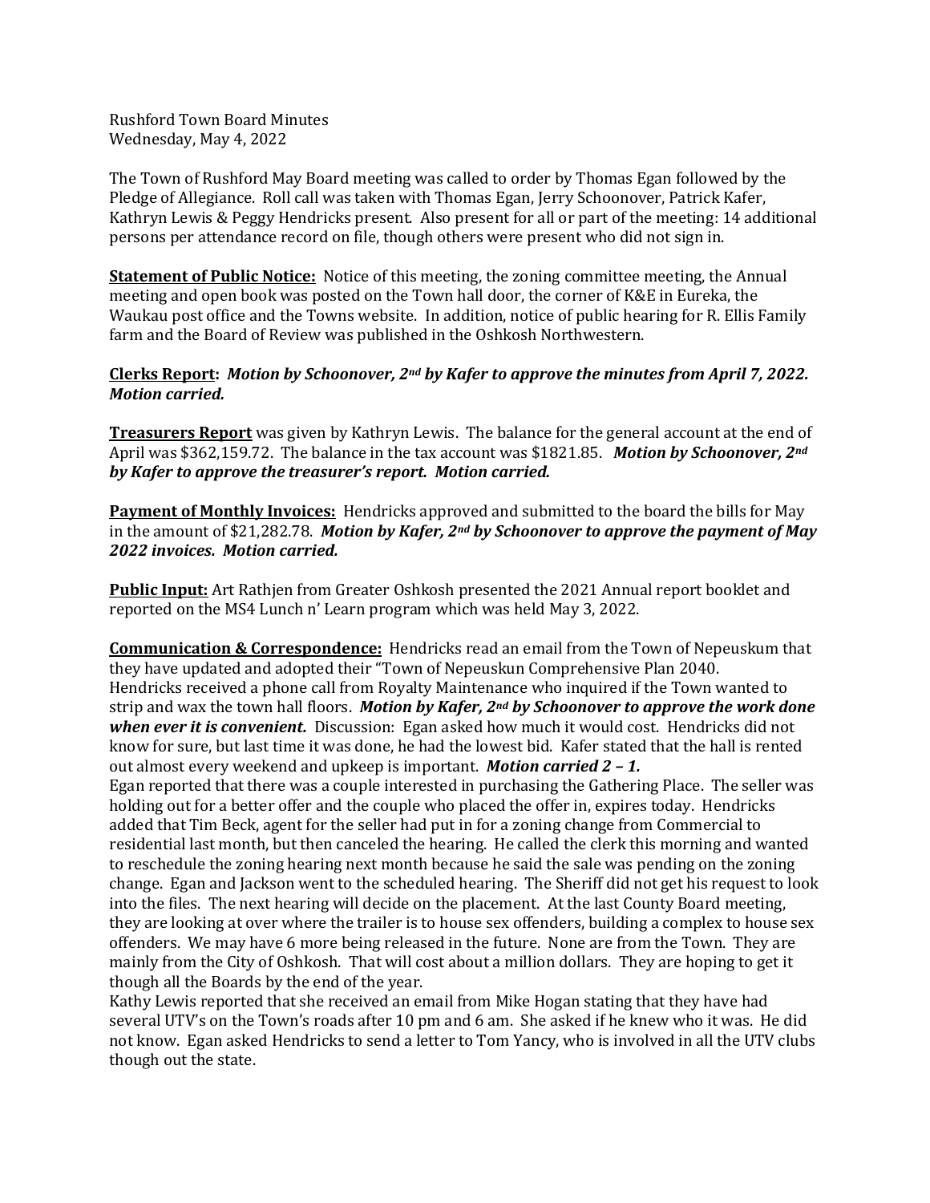Rushford Town Board Minutes
Wednesday, May 4, 2022

The Town of Rushford May Board meeting was called to order by Thomas Egan followed by the Pledge of Allegiance. Roll call was taken with Thomas Egan, Jerry Schoonover, Patrick Kafer, Kathryn Lewis & Peggy Hendricks present. Also present for all or part of the meeting: 14 additional persons per attendance record on file, though others were present who did not sign in.

**Statement of Public Notice:** Notice of this meeting, the zoning committee meeting, the Annual meeting and open book was posted on the Town hall door, the corner of K&E in Eureka, the Waukau post office and the Towns website. In addition, notice of public hearing for R. Ellis Family farm and the Board of Review was published in the Oshkosh Northwestern.

**Clerks Report:** ***Motion by Schoonover, 2nd by Kafer to approve the minutes from April 7, 2022. Motion carried.***

**Treasurers Report** was given by Kathryn Lewis. The balance for the general account at the end of April was $362,159.72. The balance in the tax account was $1821.85. ***Motion by Schoonover, 2nd by Kafer to approve the treasurer's report. Motion carried.***

**Payment of Monthly Invoices:** Hendricks approved and submitted to the board the bills for May in the amount of $21,282.78. ***Motion by Kafer, 2nd by Schoonover to approve the payment of May 2022 invoices. Motion carried.***

**Public Input:** Art Rathjen from Greater Oshkosh presented the 2021 Annual report booklet and reported on the MS4 Lunch n' Learn program which was held May 3, 2022.

**Communication & Correspondence:** Hendricks read an email from the Town of Nepeuskum that they have updated and adopted their "Town of Nepeuskun Comprehensive Plan 2040.
Hendricks received a phone call from Royalty Maintenance who inquired if the Town wanted to strip and wax the town hall floors. ***Motion by Kafer, 2nd by Schoonover to approve the work done when ever it is convenient.*** Discussion: Egan asked how much it would cost. Hendricks did not know for sure, but last time it was done, he had the lowest bid. Kafer stated that the hall is rented out almost every weekend and upkeep is important. ***Motion carried 2 – 1.***
Egan reported that there was a couple interested in purchasing the Gathering Place. The seller was holding out for a better offer and the couple who placed the offer in, expires today. Hendricks added that Tim Beck, agent for the seller had put in for a zoning change from Commercial to residential last month, but then canceled the hearing. He called the clerk this morning and wanted to reschedule the zoning hearing next month because he said the sale was pending on the zoning change. Egan and Jackson went to the scheduled hearing. The Sheriff did not get his request to look into the files. The next hearing will decide on the placement. At the last County Board meeting, they are looking at over where the trailer is to house sex offenders, building a complex to house sex offenders. We may have 6 more being released in the future. None are from the Town. They are mainly from the City of Oshkosh. That will cost about a million dollars. They are hoping to get it though all the Boards by the end of the year.
Kathy Lewis reported that she received an email from Mike Hogan stating that they have had several UTV's on the Town's roads after 10 pm and 6 am. She asked if he knew who it was. He did not know. Egan asked Hendricks to send a letter to Tom Yancy, who is involved in all the UTV clubs though out the state.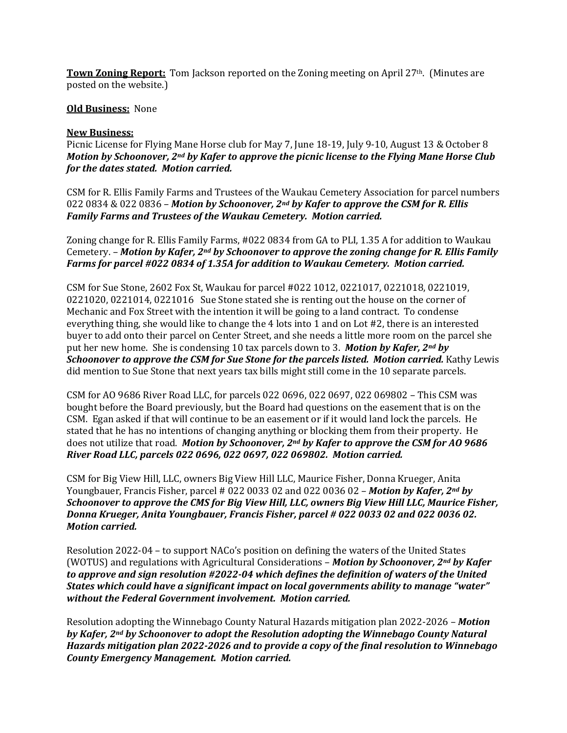**Town Zoning Report:** Tom Jackson reported on the Zoning meeting on April 27th. (Minutes are posted on the website.)

**Old Business:** None

**New Business:**

Picnic License for Flying Mane Horse club for May 7, June 18-19, July 9-10, August 13 & October 8 ***Motion by Schoonover, 2nd by Kafer to approve the picnic license to the Flying Mane Horse Club for the dates stated. Motion carried.***

CSM for R. Ellis Family Farms and Trustees of the Waukau Cemetery Association for parcel numbers 022 0834 & 022 0836 – ***Motion by Schoonover, 2nd by Kafer to approve the CSM for R. Ellis Family Farms and Trustees of the Waukau Cemetery. Motion carried.***

Zoning change for R. Ellis Family Farms, #022 0834 from GA to PLI, 1.35 A for addition to Waukau Cemetery. – ***Motion by Kafer, 2nd by Schoonover to approve the zoning change for R. Ellis Family Farms for parcel #022 0834 of 1.35A for addition to Waukau Cemetery. Motion carried.***

CSM for Sue Stone, 2602 Fox St, Waukau for parcel #022 1012, 0221017, 0221018, 0221019, 0221020, 0221014, 0221016 Sue Stone stated she is renting out the house on the corner of Mechanic and Fox Street with the intention it will be going to a land contract. To condense everything thing, she would like to change the 4 lots into 1 and on Lot #2, there is an interested buyer to add onto their parcel on Center Street, and she needs a little more room on the parcel she put her new home. She is condensing 10 tax parcels down to 3. ***Motion by Kafer, 2nd by Schoonover to approve the CSM for Sue Stone for the parcels listed. Motion carried.*** Kathy Lewis did mention to Sue Stone that next years tax bills might still come in the 10 separate parcels.

CSM for AO 9686 River Road LLC, for parcels 022 0696, 022 0697, 022 069802 – This CSM was bought before the Board previously, but the Board had questions on the easement that is on the CSM. Egan asked if that will continue to be an easement or if it would land lock the parcels. He stated that he has no intentions of changing anything or blocking them from their property. He does not utilize that road. ***Motion by Schoonover, 2nd by Kafer to approve the CSM for AO 9686 River Road LLC, parcels 022 0696, 022 0697, 022 069802. Motion carried.***

CSM for Big View Hill, LLC, owners Big View Hill LLC, Maurice Fisher, Donna Krueger, Anita Youngbauer, Francis Fisher, parcel # 022 0033 02 and 022 0036 02 – ***Motion by Kafer, 2nd by Schoonover to approve the CMS for Big View Hill, LLC, owners Big View Hill LLC, Maurice Fisher, Donna Krueger, Anita Youngbauer, Francis Fisher, parcel # 022 0033 02 and 022 0036 02. Motion carried.***

Resolution 2022-04 – to support NACo's position on defining the waters of the United States (WOTUS) and regulations with Agricultural Considerations – ***Motion by Schoonover, 2nd by Kafer to approve and sign resolution #2022-04 which defines the definition of waters of the United States which could have a significant impact on local governments ability to manage "water" without the Federal Government involvement. Motion carried.***

Resolution adopting the Winnebago County Natural Hazards mitigation plan 2022-2026 – ***Motion by Kafer, 2nd by Schoonover to adopt the Resolution adopting the Winnebago County Natural Hazards mitigation plan 2022-2026 and to provide a copy of the final resolution to Winnebago County Emergency Management. Motion carried.***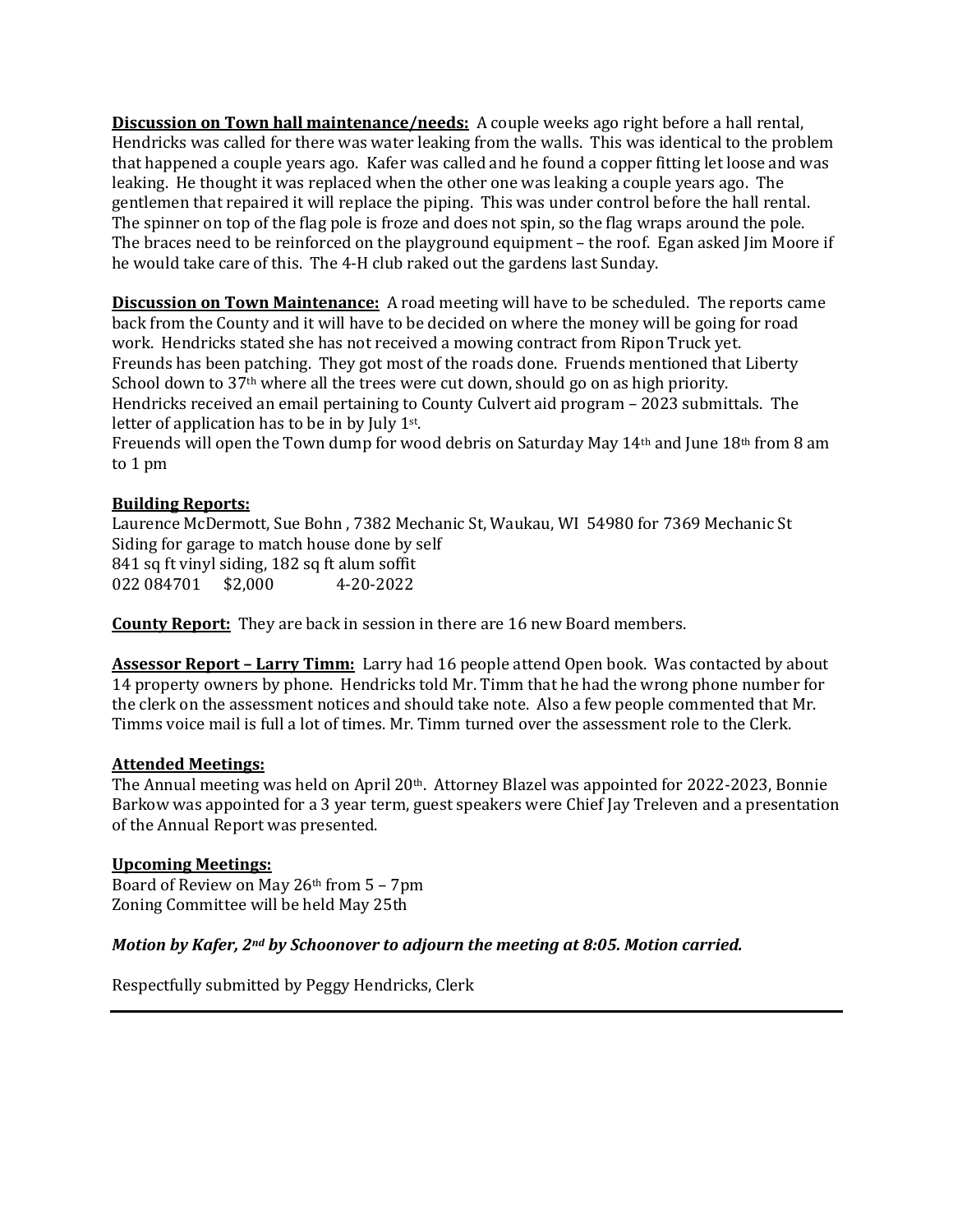**Discussion on Town hall maintenance/needs:** A couple weeks ago right before a hall rental, Hendricks was called for there was water leaking from the walls. This was identical to the problem that happened a couple years ago. Kafer was called and he found a copper fitting let loose and was leaking. He thought it was replaced when the other one was leaking a couple years ago. The gentlemen that repaired it will replace the piping. This was under control before the hall rental. The spinner on top of the flag pole is froze and does not spin, so the flag wraps around the pole. The braces need to be reinforced on the playground equipment – the roof. Egan asked Jim Moore if he would take care of this. The 4-H club raked out the gardens last Sunday.

**Discussion on Town Maintenance:** A road meeting will have to be scheduled. The reports came back from the County and it will have to be decided on where the money will be going for road work. Hendricks stated she has not received a mowing contract from Ripon Truck yet.
Freunds has been patching. They got most of the roads done. Fruends mentioned that Liberty School down to 37th where all the trees were cut down, should go on as high priority.
Hendricks received an email pertaining to County Culvert aid program – 2023 submittals. The letter of application has to be in by July 1st.
Freuends will open the Town dump for wood debris on Saturday May 14th and June 18th from 8 am to 1 pm

**Building Reports:**
Laurence McDermott, Sue Bohn , 7382 Mechanic St, Waukau, WI 54980 for 7369 Mechanic St
Siding for garage to match house done by self
841 sq ft vinyl siding, 182 sq ft alum soffit
022 084701 $2,000 4-20-2022

**County Report:** They are back in session in there are 16 new Board members.

**Assessor Report – Larry Timm:** Larry had 16 people attend Open book. Was contacted by about 14 property owners by phone. Hendricks told Mr. Timm that he had the wrong phone number for the clerk on the assessment notices and should take note. Also a few people commented that Mr. Timms voice mail is full a lot of times. Mr. Timm turned over the assessment role to the Clerk.

**Attended Meetings:**
The Annual meeting was held on April 20th. Attorney Blazel was appointed for 2022-2023, Bonnie Barkow was appointed for a 3 year term, guest speakers were Chief Jay Treleven and a presentation of the Annual Report was presented.

**Upcoming Meetings:**
Board of Review on May 26th from 5 – 7pm
Zoning Committee will be held May 25th

***Motion by Kafer, 2nd by Schoonover to adjourn the meeting at 8:05. Motion carried.***

Respectfully submitted by Peggy Hendricks, Clerk